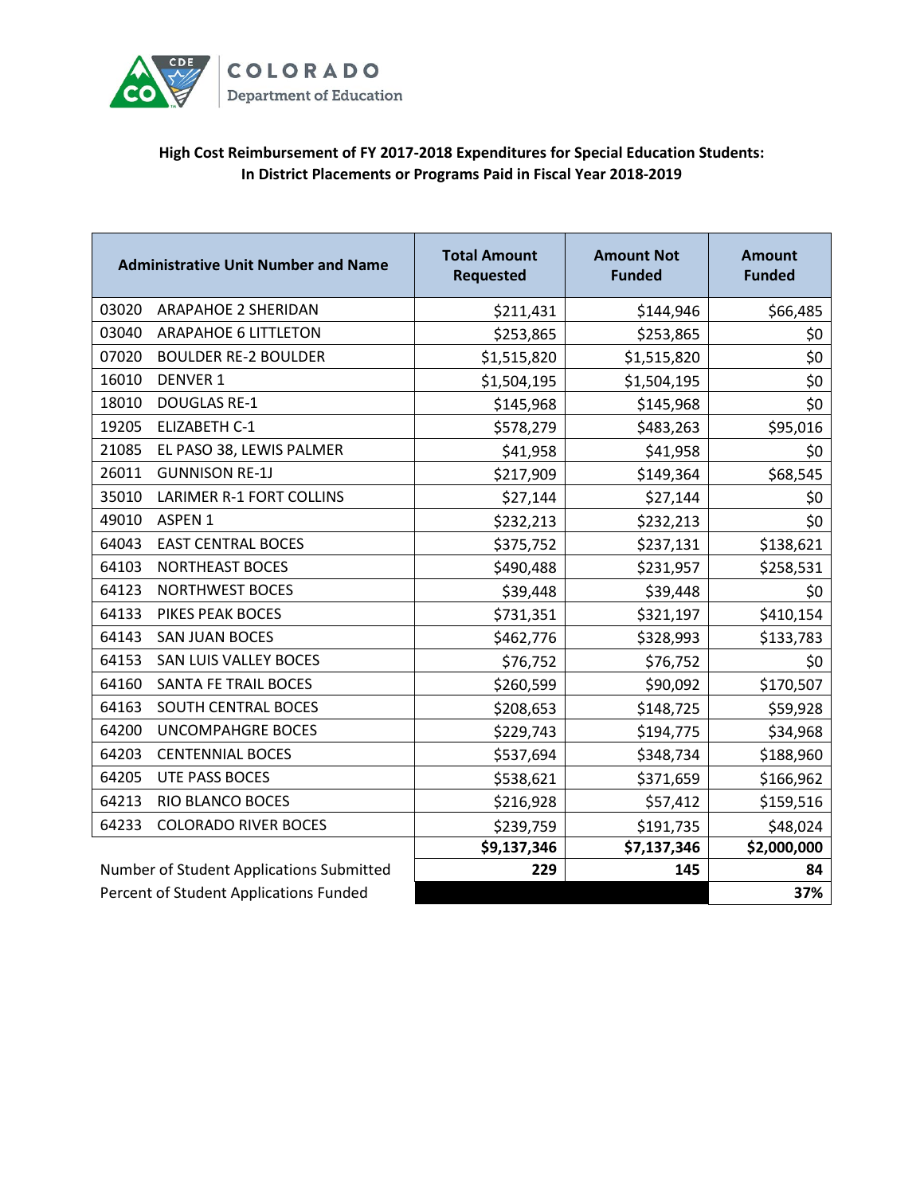COLORADO
Department of Education

## High Cost Reimbursement of FY 2017-2018 Expenditures for Special Education Students: In District Placements or Programs Paid in Fiscal Year 2018-2019

| Administrative Unit Number and Name | | Total Amount Requested | Amount Not Funded | Amount Funded |
|---|---|---|---|---|
| 03020 | ARAPAHOE 2 SHERIDAN | $211,431 | $144,946 | $66,485 |
| 03040 | ARAPAHOE 6 LITTLETON | $253,865 | $253,865 | $0 |
| 07020 | BOULDER RE-2 BOULDER | $1,515,820 | $1,515,820 | $0 |
| 16010 | DENVER 1 | $1,504,195 | $1,504,195 | $0 |
| 18010 | DOUGLAS RE-1 | $145,968 | $145,968 | $0 |
| 19205 | ELIZABETH C-1 | $578,279 | $483,263 | $95,016 |
| 21085 | EL PASO 38, LEWIS PALMER | $41,958 | $41,958 | $0 |
| 26011 | GUNNISON RE-1J | $217,909 | $149,364 | $68,545 |
| 35010 | LARIMER R-1 FORT COLLINS | $27,144 | $27,144 | $0 |
| 49010 | ASPEN 1 | $232,213 | $232,213 | $0 |
| 64043 | EAST CENTRAL BOCES | $375,752 | $237,131 | $138,621 |
| 64103 | NORTHEAST BOCES | $490,488 | $231,957 | $258,531 |
| 64123 | NORTHWEST BOCES | $39,448 | $39,448 | $0 |
| 64133 | PIKES PEAK BOCES | $731,351 | $321,197 | $410,154 |
| 64143 | SAN JUAN BOCES | $462,776 | $328,993 | $133,783 |
| 64153 | SAN LUIS VALLEY BOCES | $76,752 | $76,752 | $0 |
| 64160 | SANTA FE TRAIL BOCES | $260,599 | $90,092 | $170,507 |
| 64163 | SOUTH CENTRAL BOCES | $208,653 | $148,725 | $59,928 |
| 64200 | UNCOMPAHGRE BOCES | $229,743 | $194,775 | $34,968 |
| 64203 | CENTENNIAL BOCES | $537,694 | $348,734 | $188,960 |
| 64205 | UTE PASS BOCES | $538,621 | $371,659 | $166,962 |
| 64213 | RIO BLANCO BOCES | $216,928 | $57,412 | $159,516 |
| 64233 | COLORADO RIVER BOCES | $239,759 | $191,735 | $48,024 |
| | | **$9,137,346** | **$7,137,346** | **$2,000,000** |
| Number of Student Applications Submitted | | **229** | **145** | **84** |
| Percent of Student Applications Funded | | | | **37%** |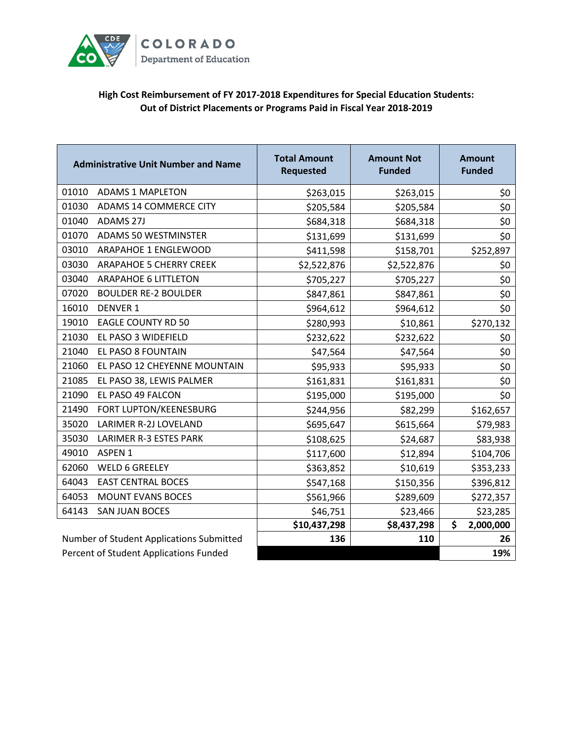COLORADO
Department of Education

**High Cost Reimbursement of FY 2017-2018 Expenditures for Special Education Students:**
**Out of District Placements or Programs Paid in Fiscal Year 2018-2019**

| Administrative Unit Number and Name | | Total Amount Requested | Amount Not Funded | Amount Funded |
|---|---|---|---|---|
| 01010 | ADAMS 1 MAPLETON | $263,015 | $263,015 | $0 |
| 01030 | ADAMS 14 COMMERCE CITY | $205,584 | $205,584 | $0 |
| 01040 | ADAMS 27J | $684,318 | $684,318 | $0 |
| 01070 | ADAMS 50 WESTMINSTER | $131,699 | $131,699 | $0 |
| 03010 | ARAPAHOE 1 ENGLEWOOD | $411,598 | $158,701 | $252,897 |
| 03030 | ARAPAHOE 5 CHERRY CREEK | $2,522,876 | $2,522,876 | $0 |
| 03040 | ARAPAHOE 6 LITTLETON | $705,227 | $705,227 | $0 |
| 07020 | BOULDER RE-2 BOULDER | $847,861 | $847,861 | $0 |
| 16010 | DENVER 1 | $964,612 | $964,612 | $0 |
| 19010 | EAGLE COUNTY RD 50 | $280,993 | $10,861 | $270,132 |
| 21030 | EL PASO 3 WIDEFIELD | $232,622 | $232,622 | $0 |
| 21040 | EL PASO 8 FOUNTAIN | $47,564 | $47,564 | $0 |
| 21060 | EL PASO 12 CHEYENNE MOUNTAIN | $95,933 | $95,933 | $0 |
| 21085 | EL PASO 38, LEWIS PALMER | $161,831 | $161,831 | $0 |
| 21090 | EL PASO 49 FALCON | $195,000 | $195,000 | $0 |
| 21490 | FORT LUPTON/KEENESBURG | $244,956 | $82,299 | $162,657 |
| 35020 | LARIMER R-2J LOVELAND | $695,647 | $615,664 | $79,983 |
| 35030 | LARIMER R-3 ESTES PARK | $108,625 | $24,687 | $83,938 |
| 49010 | ASPEN 1 | $117,600 | $12,894 | $104,706 |
| 62060 | WELD 6 GREELEY | $363,852 | $10,619 | $353,233 |
| 64043 | EAST CENTRAL BOCES | $547,168 | $150,356 | $396,812 |
| 64053 | MOUNT EVANS BOCES | $561,966 | $289,609 | $272,357 |
| 64143 | SAN JUAN BOCES | $46,751 | $23,466 | $23,285 |
| | | **$10,437,298** | **$8,437,298** | **$ 2,000,000** |
| Number of Student Applications Submitted | | **136** | **110** | **26** |
| Percent of Student Applications Funded | | | | **19%** |